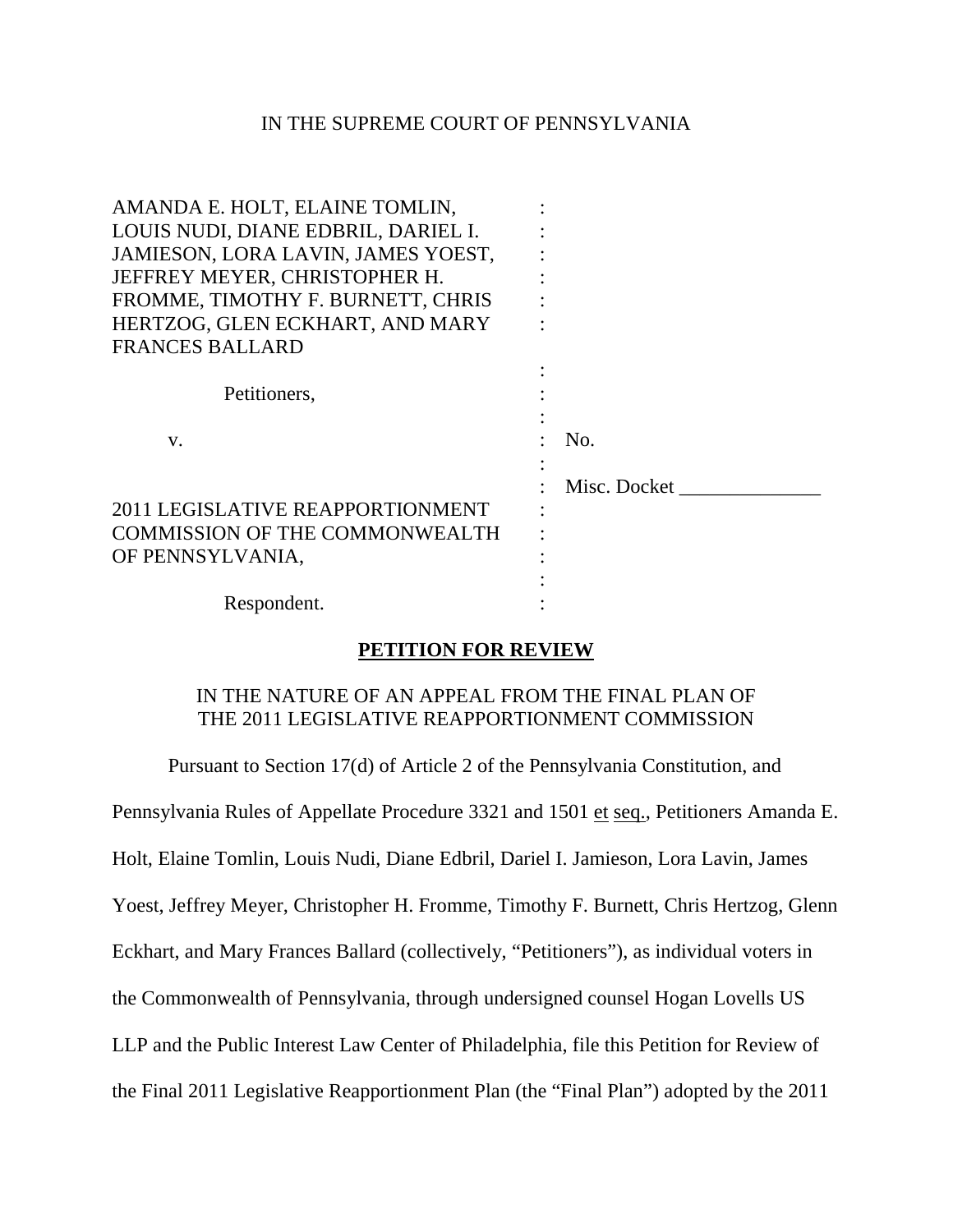IN THE SUPREME COURT OF PENNSYLVANIA

| | | |
|---|---|---|
| AMANDA E. HOLT, ELAINE TOMLIN, LOUIS NUDI, DIANE EDBRIL, DARIEL I. JAMIESON, LORA LAVIN, JAMES YOEST, JEFFREY MEYER, CHRISTOPHER H. FROMME, TIMOTHY F. BURNETT, CHRIS HERTZOG, GLEN ECKHART, AND MARY FRANCES BALLARD | : | |
| Petitioners, | : | |
| v. | : | No. |
| | : | Misc. Docket ______________ |
| 2011 LEGISLATIVE REAPPORTIONMENT COMMISSION OF THE COMMONWEALTH OF PENNSYLVANIA, | : | |
| Respondent. | : | |

## PETITION FOR REVIEW

IN THE NATURE OF AN APPEAL FROM THE FINAL PLAN OF THE 2011 LEGISLATIVE REAPPORTIONMENT COMMISSION

Pursuant to Section 17(d) of Article 2 of the Pennsylvania Constitution, and Pennsylvania Rules of Appellate Procedure 3321 and 1501 et seq., Petitioners Amanda E. Holt, Elaine Tomlin, Louis Nudi, Diane Edbril, Dariel I. Jamieson, Lora Lavin, James Yoest, Jeffrey Meyer, Christopher H. Fromme, Timothy F. Burnett, Chris Hertzog, Glenn Eckhart, and Mary Frances Ballard (collectively, "Petitioners"), as individual voters in the Commonwealth of Pennsylvania, through undersigned counsel Hogan Lovells US LLP and the Public Interest Law Center of Philadelphia, file this Petition for Review of the Final 2011 Legislative Reapportionment Plan (the "Final Plan") adopted by the 2011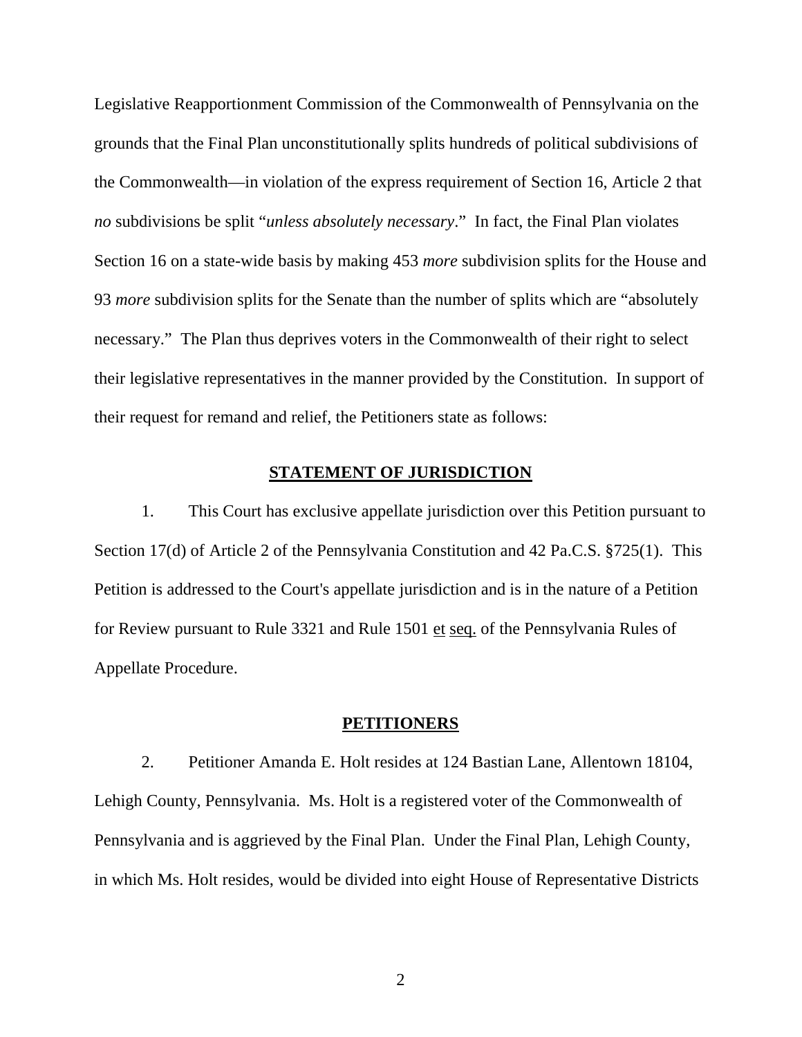Legislative Reapportionment Commission of the Commonwealth of Pennsylvania on the grounds that the Final Plan unconstitutionally splits hundreds of political subdivisions of the Commonwealth—in violation of the express requirement of Section 16, Article 2 that *no* subdivisions be split "*unless absolutely necessary*." In fact, the Final Plan violates Section 16 on a state-wide basis by making 453 *more* subdivision splits for the House and 93 *more* subdivision splits for the Senate than the number of splits which are "absolutely necessary." The Plan thus deprives voters in the Commonwealth of their right to select their legislative representatives in the manner provided by the Constitution. In support of their request for remand and relief, the Petitioners state as follows:

## STATEMENT OF JURISDICTION

1. This Court has exclusive appellate jurisdiction over this Petition pursuant to Section 17(d) of Article 2 of the Pennsylvania Constitution and 42 Pa.C.S. §725(1). This Petition is addressed to the Court's appellate jurisdiction and is in the nature of a Petition for Review pursuant to Rule 3321 and Rule 1501 et seq. of the Pennsylvania Rules of Appellate Procedure.

## PETITIONERS

2. Petitioner Amanda E. Holt resides at 124 Bastian Lane, Allentown 18104, Lehigh County, Pennsylvania. Ms. Holt is a registered voter of the Commonwealth of Pennsylvania and is aggrieved by the Final Plan. Under the Final Plan, Lehigh County, in which Ms. Holt resides, would be divided into eight House of Representative Districts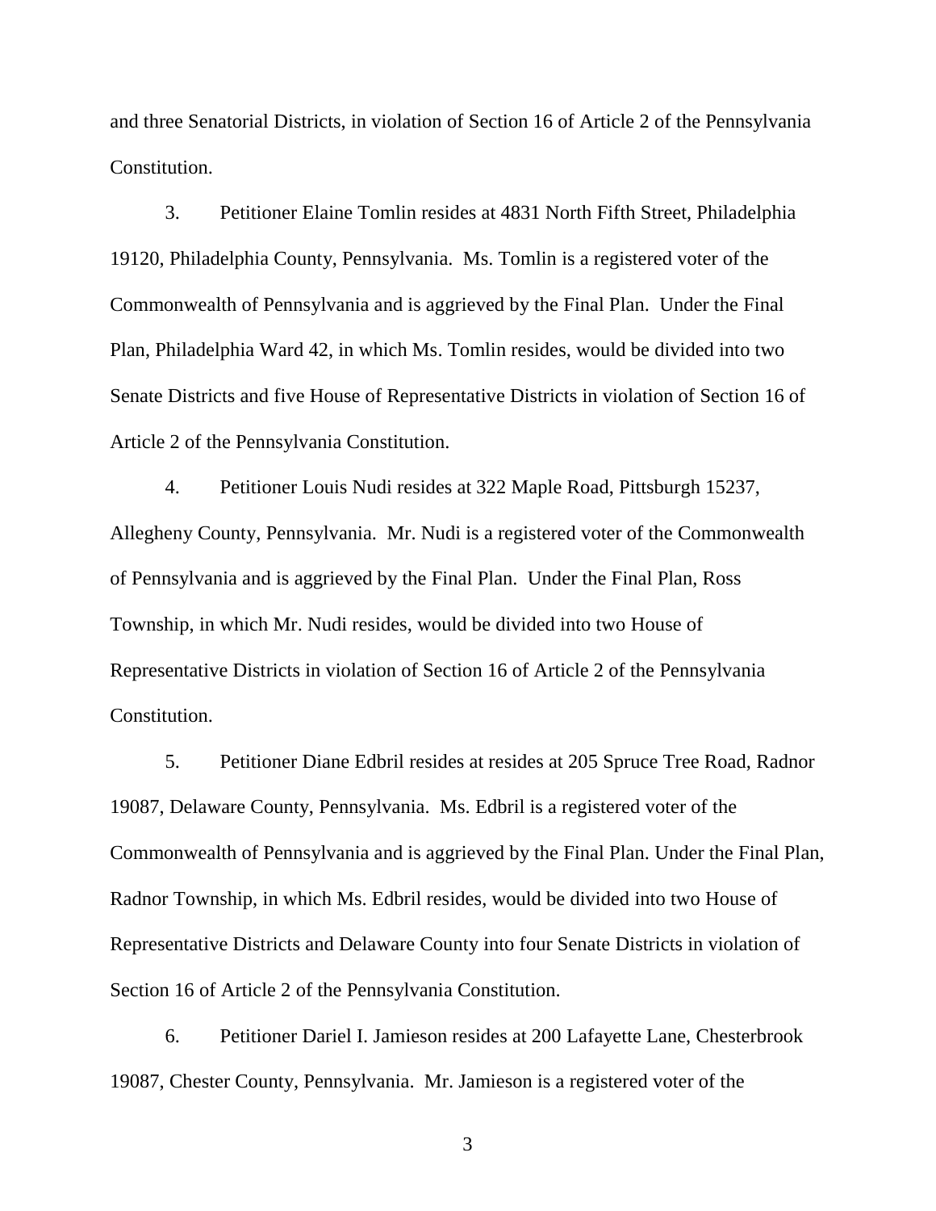and three Senatorial Districts, in violation of Section 16 of Article 2 of the Pennsylvania Constitution.

3. Petitioner Elaine Tomlin resides at 4831 North Fifth Street, Philadelphia 19120, Philadelphia County, Pennsylvania. Ms. Tomlin is a registered voter of the Commonwealth of Pennsylvania and is aggrieved by the Final Plan. Under the Final Plan, Philadelphia Ward 42, in which Ms. Tomlin resides, would be divided into two Senate Districts and five House of Representative Districts in violation of Section 16 of Article 2 of the Pennsylvania Constitution.

4. Petitioner Louis Nudi resides at 322 Maple Road, Pittsburgh 15237, Allegheny County, Pennsylvania. Mr. Nudi is a registered voter of the Commonwealth of Pennsylvania and is aggrieved by the Final Plan. Under the Final Plan, Ross Township, in which Mr. Nudi resides, would be divided into two House of Representative Districts in violation of Section 16 of Article 2 of the Pennsylvania Constitution.

5. Petitioner Diane Edbril resides at resides at 205 Spruce Tree Road, Radnor 19087, Delaware County, Pennsylvania. Ms. Edbril is a registered voter of the Commonwealth of Pennsylvania and is aggrieved by the Final Plan. Under the Final Plan, Radnor Township, in which Ms. Edbril resides, would be divided into two House of Representative Districts and Delaware County into four Senate Districts in violation of Section 16 of Article 2 of the Pennsylvania Constitution.

6. Petitioner Dariel I. Jamieson resides at 200 Lafayette Lane, Chesterbrook 19087, Chester County, Pennsylvania. Mr. Jamieson is a registered voter of the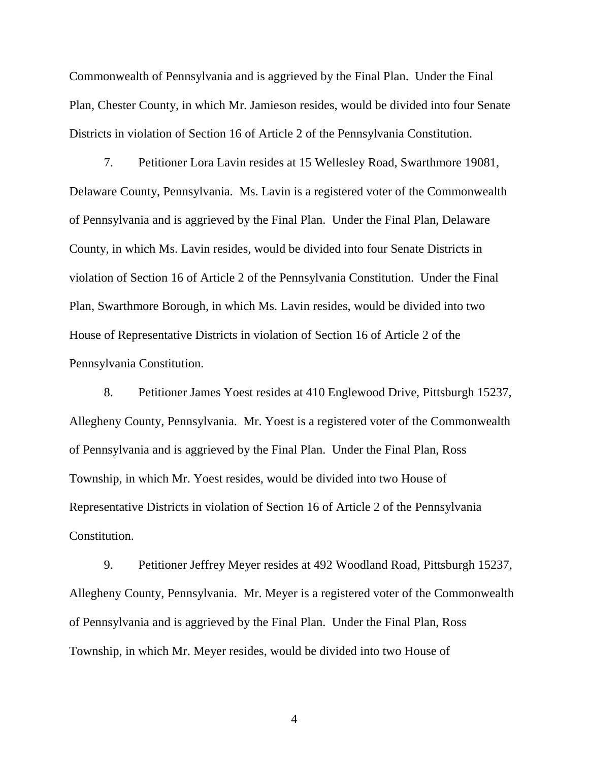Commonwealth of Pennsylvania and is aggrieved by the Final Plan. Under the Final Plan, Chester County, in which Mr. Jamieson resides, would be divided into four Senate Districts in violation of Section 16 of Article 2 of the Pennsylvania Constitution.

7. Petitioner Lora Lavin resides at 15 Wellesley Road, Swarthmore 19081, Delaware County, Pennsylvania. Ms. Lavin is a registered voter of the Commonwealth of Pennsylvania and is aggrieved by the Final Plan. Under the Final Plan, Delaware County, in which Ms. Lavin resides, would be divided into four Senate Districts in violation of Section 16 of Article 2 of the Pennsylvania Constitution. Under the Final Plan, Swarthmore Borough, in which Ms. Lavin resides, would be divided into two House of Representative Districts in violation of Section 16 of Article 2 of the Pennsylvania Constitution.

8. Petitioner James Yoest resides at 410 Englewood Drive, Pittsburgh 15237, Allegheny County, Pennsylvania. Mr. Yoest is a registered voter of the Commonwealth of Pennsylvania and is aggrieved by the Final Plan. Under the Final Plan, Ross Township, in which Mr. Yoest resides, would be divided into two House of Representative Districts in violation of Section 16 of Article 2 of the Pennsylvania Constitution.

9. Petitioner Jeffrey Meyer resides at 492 Woodland Road, Pittsburgh 15237, Allegheny County, Pennsylvania. Mr. Meyer is a registered voter of the Commonwealth of Pennsylvania and is aggrieved by the Final Plan. Under the Final Plan, Ross Township, in which Mr. Meyer resides, would be divided into two House of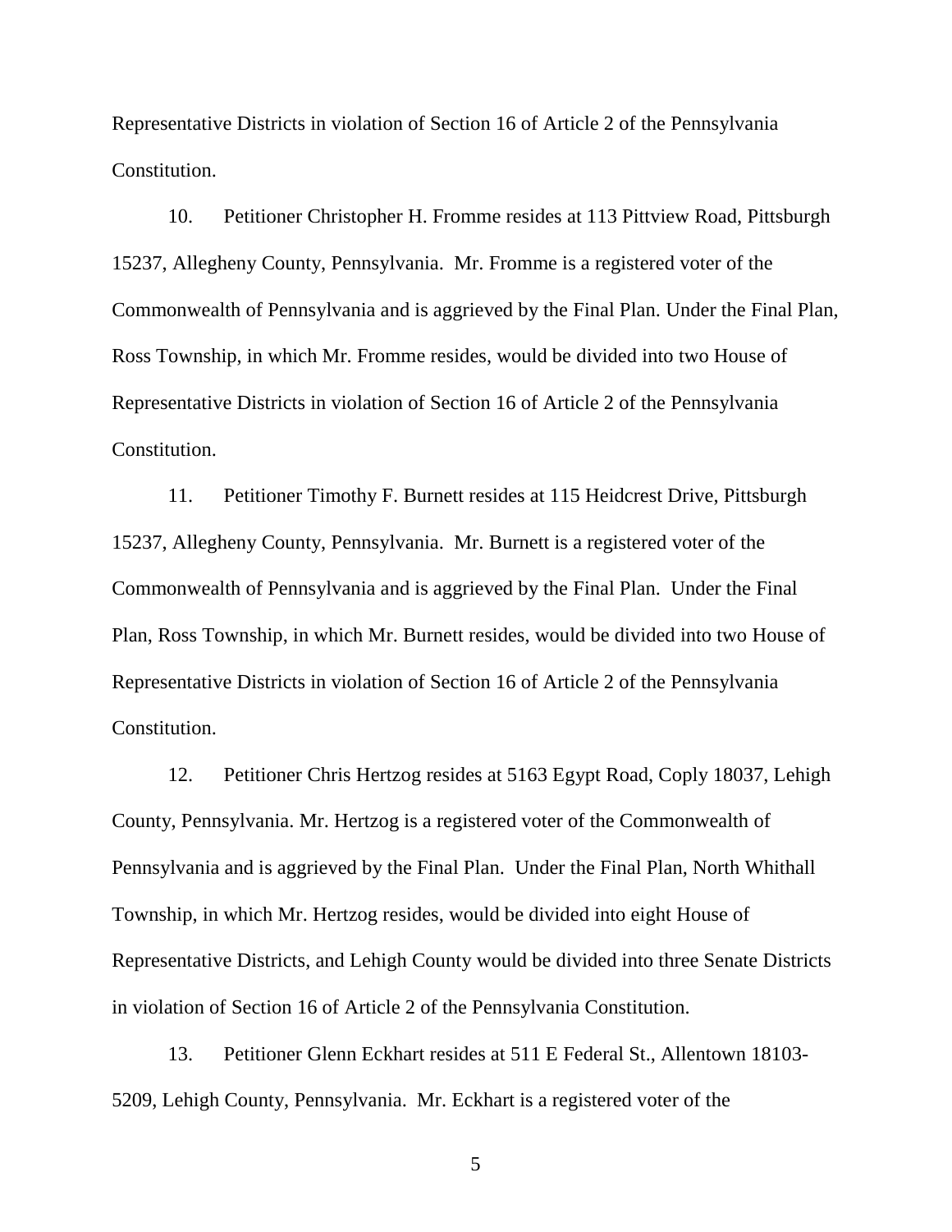Representative Districts in violation of Section 16 of Article 2 of the Pennsylvania Constitution.

10. Petitioner Christopher H. Fromme resides at 113 Pittview Road, Pittsburgh 15237, Allegheny County, Pennsylvania. Mr. Fromme is a registered voter of the Commonwealth of Pennsylvania and is aggrieved by the Final Plan. Under the Final Plan, Ross Township, in which Mr. Fromme resides, would be divided into two House of Representative Districts in violation of Section 16 of Article 2 of the Pennsylvania Constitution.

11. Petitioner Timothy F. Burnett resides at 115 Heidcrest Drive, Pittsburgh 15237, Allegheny County, Pennsylvania. Mr. Burnett is a registered voter of the Commonwealth of Pennsylvania and is aggrieved by the Final Plan. Under the Final Plan, Ross Township, in which Mr. Burnett resides, would be divided into two House of Representative Districts in violation of Section 16 of Article 2 of the Pennsylvania Constitution.

12. Petitioner Chris Hertzog resides at 5163 Egypt Road, Coply 18037, Lehigh County, Pennsylvania. Mr. Hertzog is a registered voter of the Commonwealth of Pennsylvania and is aggrieved by the Final Plan. Under the Final Plan, North Whithall Township, in which Mr. Hertzog resides, would be divided into eight House of Representative Districts, and Lehigh County would be divided into three Senate Districts in violation of Section 16 of Article 2 of the Pennsylvania Constitution.

13. Petitioner Glenn Eckhart resides at 511 E Federal St., Allentown 18103-5209, Lehigh County, Pennsylvania. Mr. Eckhart is a registered voter of the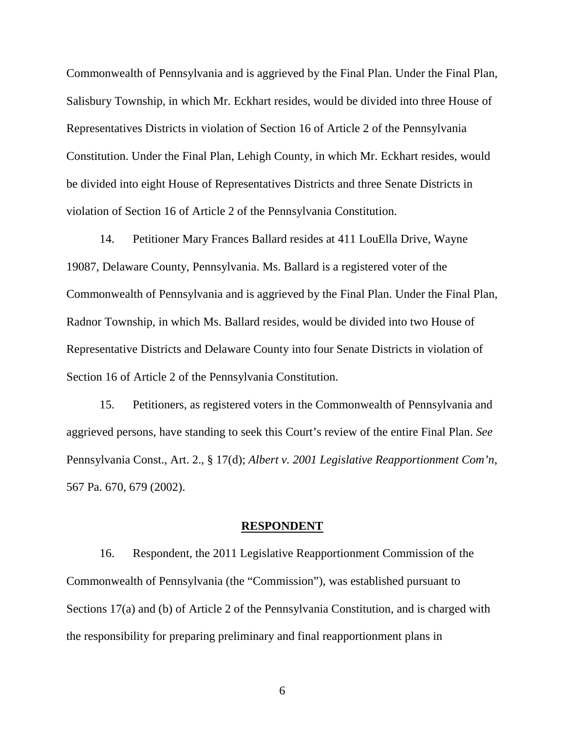Commonwealth of Pennsylvania and is aggrieved by the Final Plan. Under the Final Plan, Salisbury Township, in which Mr. Eckhart resides, would be divided into three House of Representatives Districts in violation of Section 16 of Article 2 of the Pennsylvania Constitution. Under the Final Plan, Lehigh County, in which Mr. Eckhart resides, would be divided into eight House of Representatives Districts and three Senate Districts in violation of Section 16 of Article 2 of the Pennsylvania Constitution.

14. Petitioner Mary Frances Ballard resides at 411 LouElla Drive, Wayne 19087, Delaware County, Pennsylvania. Ms. Ballard is a registered voter of the Commonwealth of Pennsylvania and is aggrieved by the Final Plan. Under the Final Plan, Radnor Township, in which Ms. Ballard resides, would be divided into two House of Representative Districts and Delaware County into four Senate Districts in violation of Section 16 of Article 2 of the Pennsylvania Constitution.

15. Petitioners, as registered voters in the Commonwealth of Pennsylvania and aggrieved persons, have standing to seek this Court's review of the entire Final Plan. *See* Pennsylvania Const., Art. 2., § 17(d); *Albert v. 2001 Legislative Reapportionment Com'n*, 567 Pa. 670, 679 (2002).

## **RESPONDENT**

16. Respondent, the 2011 Legislative Reapportionment Commission of the Commonwealth of Pennsylvania (the "Commission"), was established pursuant to Sections 17(a) and (b) of Article 2 of the Pennsylvania Constitution, and is charged with the responsibility for preparing preliminary and final reapportionment plans in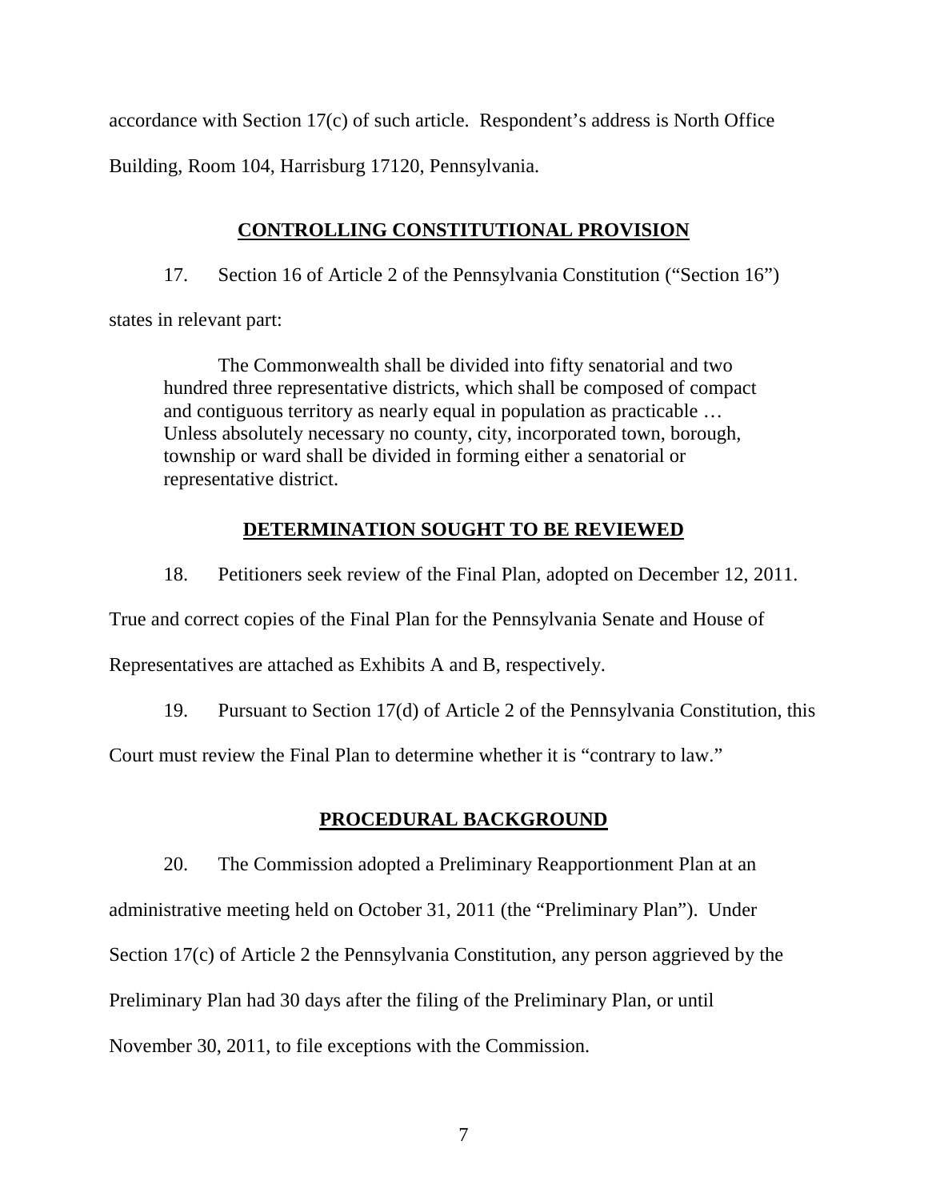accordance with Section 17(c) of such article. Respondent's address is North Office Building, Room 104, Harrisburg 17120, Pennsylvania.

## CONTROLLING CONSTITUTIONAL PROVISION

17. Section 16 of Article 2 of the Pennsylvania Constitution ("Section 16") states in relevant part:

> The Commonwealth shall be divided into fifty senatorial and two hundred three representative districts, which shall be composed of compact and contiguous territory as nearly equal in population as practicable … Unless absolutely necessary no county, city, incorporated town, borough, township or ward shall be divided in forming either a senatorial or representative district.

## DETERMINATION SOUGHT TO BE REVIEWED

18. Petitioners seek review of the Final Plan, adopted on December 12, 2011. True and correct copies of the Final Plan for the Pennsylvania Senate and House of Representatives are attached as Exhibits A and B, respectively.

19. Pursuant to Section 17(d) of Article 2 of the Pennsylvania Constitution, this Court must review the Final Plan to determine whether it is "contrary to law."

## PROCEDURAL BACKGROUND

20. The Commission adopted a Preliminary Reapportionment Plan at an administrative meeting held on October 31, 2011 (the "Preliminary Plan"). Under Section 17(c) of Article 2 the Pennsylvania Constitution, any person aggrieved by the Preliminary Plan had 30 days after the filing of the Preliminary Plan, or until November 30, 2011, to file exceptions with the Commission.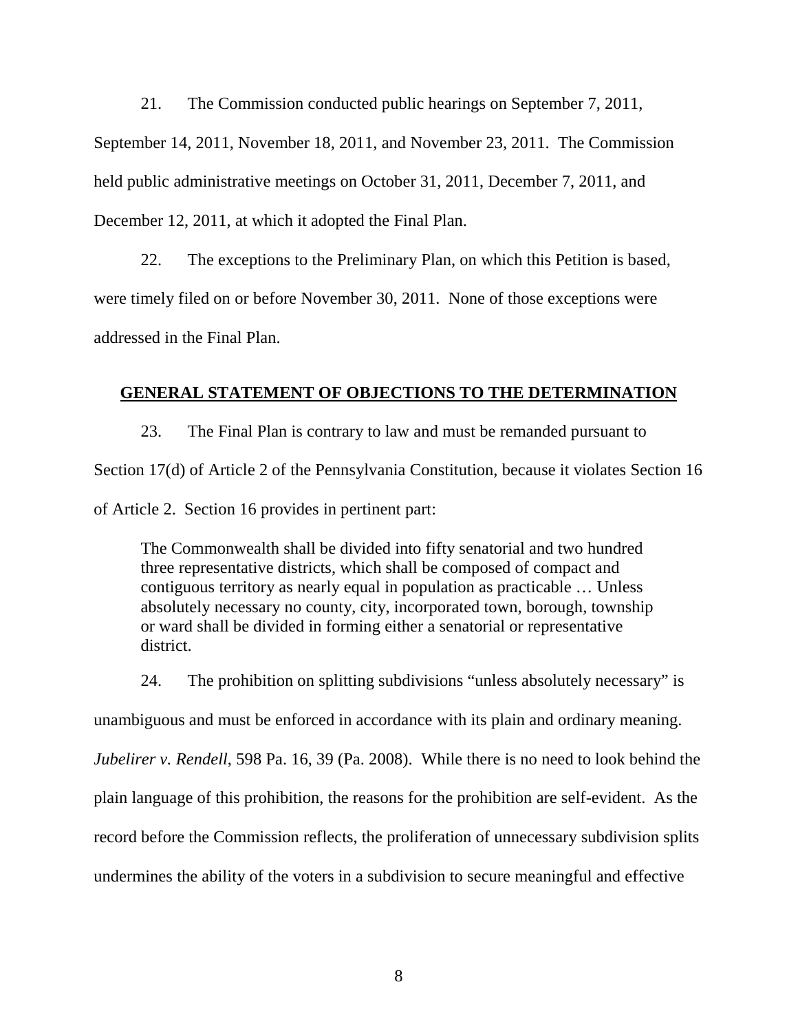21. The Commission conducted public hearings on September 7, 2011, September 14, 2011, November 18, 2011, and November 23, 2011. The Commission held public administrative meetings on October 31, 2011, December 7, 2011, and December 12, 2011, at which it adopted the Final Plan.

22. The exceptions to the Preliminary Plan, on which this Petition is based, were timely filed on or before November 30, 2011. None of those exceptions were addressed in the Final Plan.

## GENERAL STATEMENT OF OBJECTIONS TO THE DETERMINATION

23. The Final Plan is contrary to law and must be remanded pursuant to Section 17(d) of Article 2 of the Pennsylvania Constitution, because it violates Section 16 of Article 2. Section 16 provides in pertinent part:

> The Commonwealth shall be divided into fifty senatorial and two hundred three representative districts, which shall be composed of compact and contiguous territory as nearly equal in population as practicable … Unless absolutely necessary no county, city, incorporated town, borough, township or ward shall be divided in forming either a senatorial or representative district.

24. The prohibition on splitting subdivisions "unless absolutely necessary" is unambiguous and must be enforced in accordance with its plain and ordinary meaning. *Jubelirer v. Rendell*, 598 Pa. 16, 39 (Pa. 2008). While there is no need to look behind the plain language of this prohibition, the reasons for the prohibition are self-evident. As the record before the Commission reflects, the proliferation of unnecessary subdivision splits undermines the ability of the voters in a subdivision to secure meaningful and effective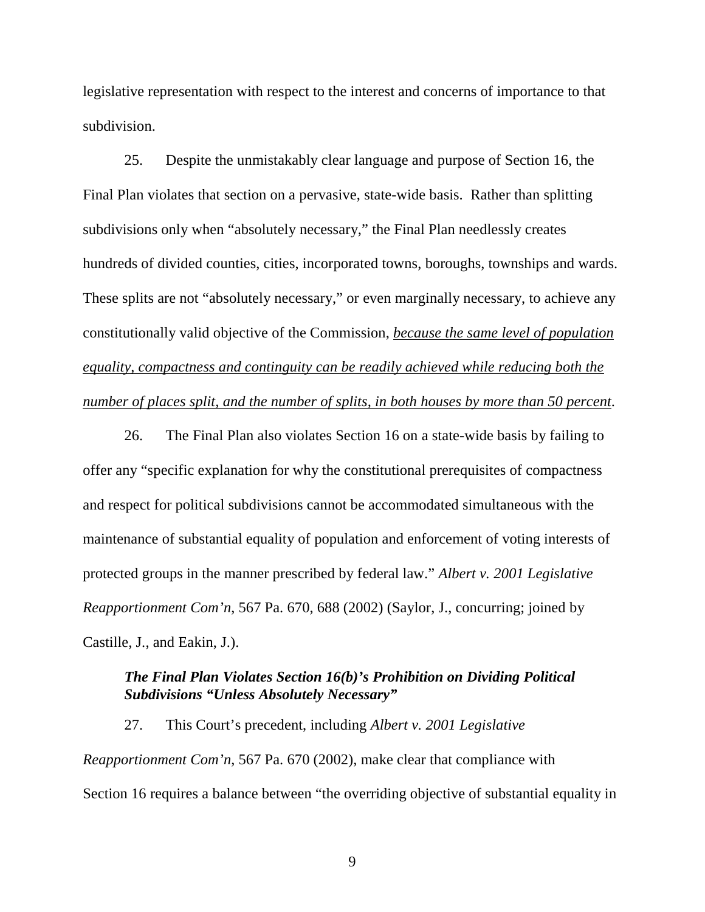legislative representation with respect to the interest and concerns of importance to that subdivision.

25. Despite the unmistakably clear language and purpose of Section 16, the Final Plan violates that section on a pervasive, state-wide basis. Rather than splitting subdivisions only when "absolutely necessary," the Final Plan needlessly creates hundreds of divided counties, cities, incorporated towns, boroughs, townships and wards. These splits are not "absolutely necessary," or even marginally necessary, to achieve any constitutionally valid objective of the Commission, <u>*because the same level of population equality, compactness and continguity can be readily achieved while reducing both the number of places split, and the number of splits, in both houses by more than 50 percent*</u>.

26. The Final Plan also violates Section 16 on a state-wide basis by failing to offer any "specific explanation for why the constitutional prerequisites of compactness and respect for political subdivisions cannot be accommodated simultaneous with the maintenance of substantial equality of population and enforcement of voting interests of protected groups in the manner prescribed by federal law." *Albert v. 2001 Legislative Reapportionment Com'n*, 567 Pa. 670, 688 (2002) (Saylor, J., concurring; joined by Castille, J., and Eakin, J.).

***The Final Plan Violates Section 16(b)'s Prohibition on Dividing Political Subdivisions "Unless Absolutely Necessary"***

27. This Court's precedent, including *Albert v. 2001 Legislative Reapportionment Com'n*, 567 Pa. 670 (2002), make clear that compliance with Section 16 requires a balance between "the overriding objective of substantial equality in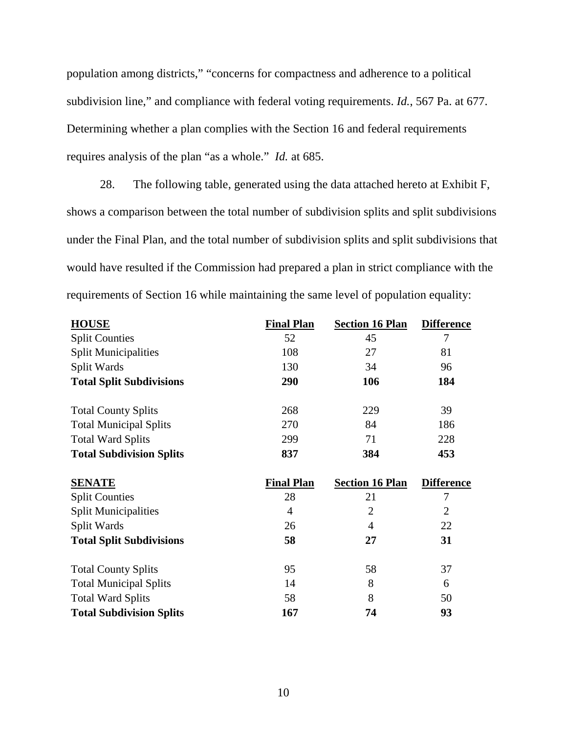population among districts," "concerns for compactness and adherence to a political subdivision line," and compliance with federal voting requirements. *Id.*, 567 Pa. at 677. Determining whether a plan complies with the Section 16 and federal requirements requires analysis of the plan "as a whole." *Id.* at 685.

28. The following table, generated using the data attached hereto at Exhibit F, shows a comparison between the total number of subdivision splits and split subdivisions under the Final Plan, and the total number of subdivision splits and split subdivisions that would have resulted if the Commission had prepared a plan in strict compliance with the requirements of Section 16 while maintaining the same level of population equality:

| **HOUSE** | **Final Plan** | **Section 16 Plan** | **Difference** |
|---|---|---|---|
| Split Counties | 52 | 45 | 7 |
| Split Municipalities | 108 | 27 | 81 |
| Split Wards | 130 | 34 | 96 |
| **Total Split Subdivisions** | **290** | **106** | **184** |
| | | | |
| Total County Splits | 268 | 229 | 39 |
| Total Municipal Splits | 270 | 84 | 186 |
| Total Ward Splits | 299 | 71 | 228 |
| **Total Subdivision Splits** | **837** | **384** | **453** |

| **SENATE** | **Final Plan** | **Section 16 Plan** | **Difference** |
|---|---|---|---|
| Split Counties | 28 | 21 | 7 |
| Split Municipalities | 4 | 2 | 2 |
| Split Wards | 26 | 4 | 22 |
| **Total Split Subdivisions** | **58** | **27** | **31** |
| | | | |
| Total County Splits | 95 | 58 | 37 |
| Total Municipal Splits | 14 | 8 | 6 |
| Total Ward Splits | 58 | 8 | 50 |
| **Total Subdivision Splits** | **167** | **74** | **93** |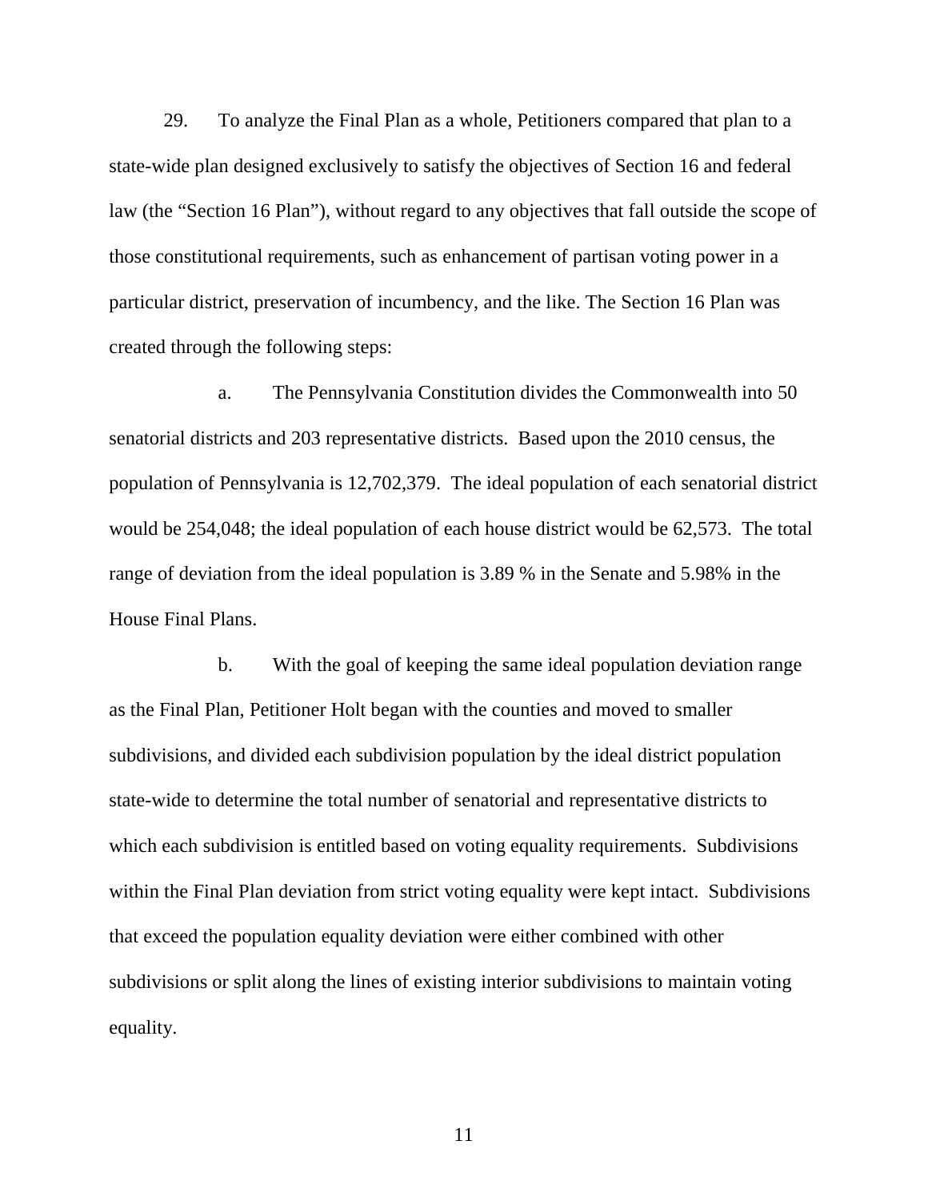29. To analyze the Final Plan as a whole, Petitioners compared that plan to a state-wide plan designed exclusively to satisfy the objectives of Section 16 and federal law (the "Section 16 Plan"), without regard to any objectives that fall outside the scope of those constitutional requirements, such as enhancement of partisan voting power in a particular district, preservation of incumbency, and the like. The Section 16 Plan was created through the following steps:

a. The Pennsylvania Constitution divides the Commonwealth into 50 senatorial districts and 203 representative districts. Based upon the 2010 census, the population of Pennsylvania is 12,702,379. The ideal population of each senatorial district would be 254,048; the ideal population of each house district would be 62,573. The total range of deviation from the ideal population is 3.89 % in the Senate and 5.98% in the House Final Plans.

b. With the goal of keeping the same ideal population deviation range as the Final Plan, Petitioner Holt began with the counties and moved to smaller subdivisions, and divided each subdivision population by the ideal district population state-wide to determine the total number of senatorial and representative districts to which each subdivision is entitled based on voting equality requirements. Subdivisions within the Final Plan deviation from strict voting equality were kept intact. Subdivisions that exceed the population equality deviation were either combined with other subdivisions or split along the lines of existing interior subdivisions to maintain voting equality.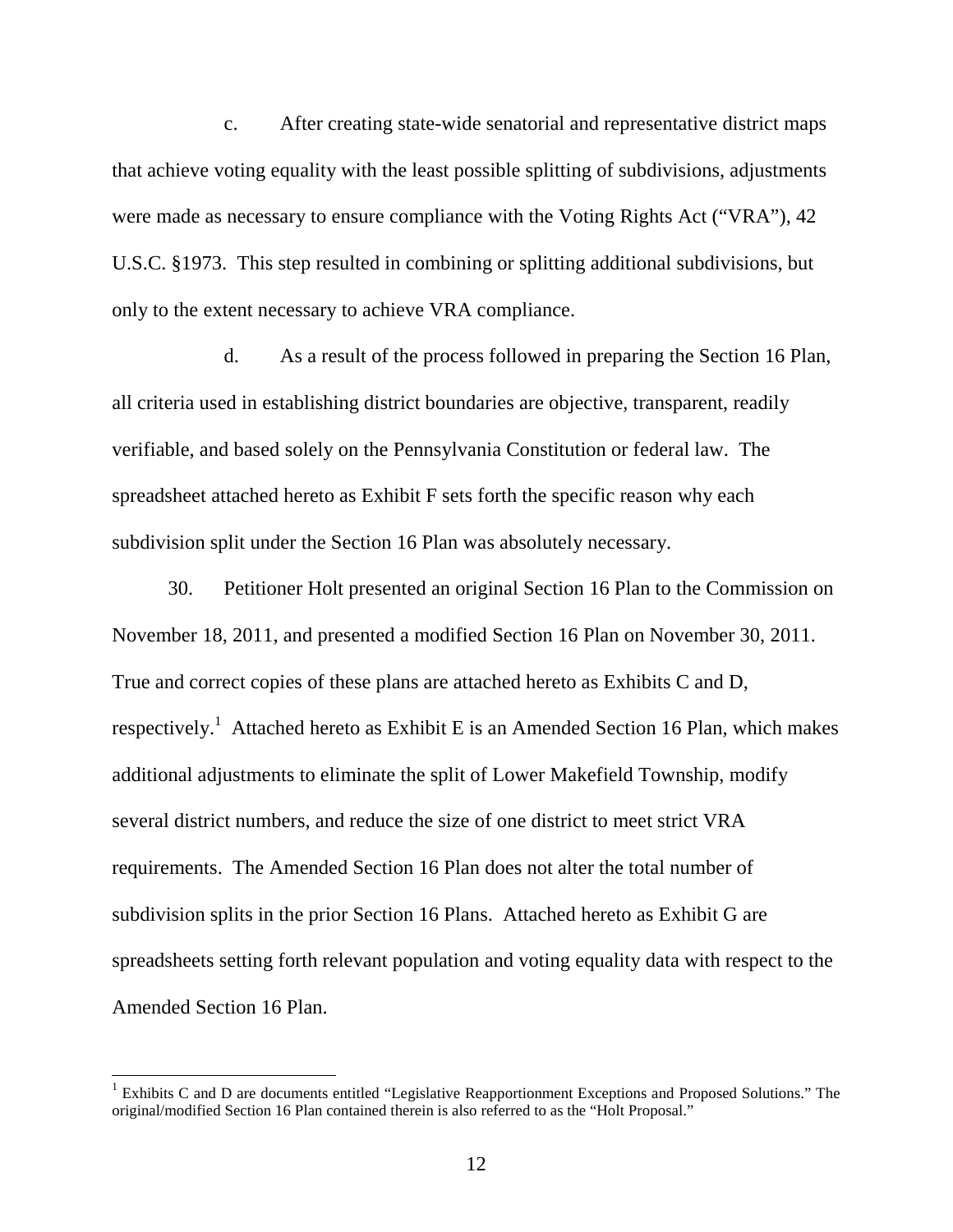c. After creating state-wide senatorial and representative district maps that achieve voting equality with the least possible splitting of subdivisions, adjustments were made as necessary to ensure compliance with the Voting Rights Act ("VRA"), 42 U.S.C. §1973. This step resulted in combining or splitting additional subdivisions, but only to the extent necessary to achieve VRA compliance.

d. As a result of the process followed in preparing the Section 16 Plan, all criteria used in establishing district boundaries are objective, transparent, readily verifiable, and based solely on the Pennsylvania Constitution or federal law. The spreadsheet attached hereto as Exhibit F sets forth the specific reason why each subdivision split under the Section 16 Plan was absolutely necessary.

30. Petitioner Holt presented an original Section 16 Plan to the Commission on November 18, 2011, and presented a modified Section 16 Plan on November 30, 2011. True and correct copies of these plans are attached hereto as Exhibits C and D, respectively.[1] Attached hereto as Exhibit E is an Amended Section 16 Plan, which makes additional adjustments to eliminate the split of Lower Makefield Township, modify several district numbers, and reduce the size of one district to meet strict VRA requirements. The Amended Section 16 Plan does not alter the total number of subdivision splits in the prior Section 16 Plans. Attached hereto as Exhibit G are spreadsheets setting forth relevant population and voting equality data with respect to the Amended Section 16 Plan.

---

[1] Exhibits C and D are documents entitled "Legislative Reapportionment Exceptions and Proposed Solutions." The original/modified Section 16 Plan contained therein is also referred to as the "Holt Proposal."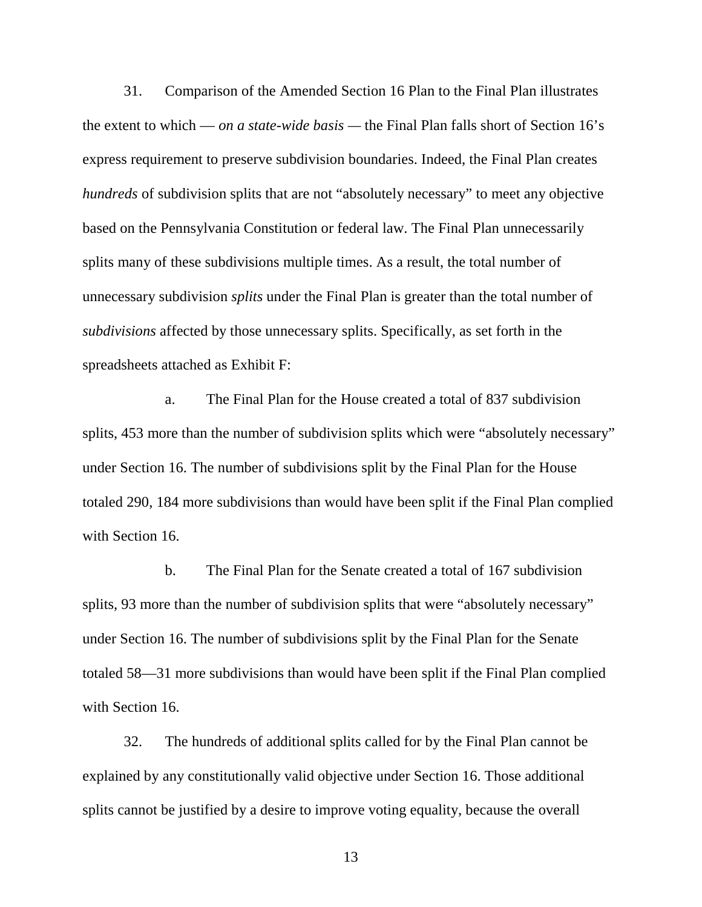31. Comparison of the Amended Section 16 Plan to the Final Plan illustrates the extent to which — *on a state-wide basis* — the Final Plan falls short of Section 16's express requirement to preserve subdivision boundaries. Indeed, the Final Plan creates *hundreds* of subdivision splits that are not "absolutely necessary" to meet any objective based on the Pennsylvania Constitution or federal law. The Final Plan unnecessarily splits many of these subdivisions multiple times. As a result, the total number of unnecessary subdivision *splits* under the Final Plan is greater than the total number of *subdivisions* affected by those unnecessary splits. Specifically, as set forth in the spreadsheets attached as Exhibit F:

a. The Final Plan for the House created a total of 837 subdivision splits, 453 more than the number of subdivision splits which were "absolutely necessary" under Section 16. The number of subdivisions split by the Final Plan for the House totaled 290, 184 more subdivisions than would have been split if the Final Plan complied with Section 16.

b. The Final Plan for the Senate created a total of 167 subdivision splits, 93 more than the number of subdivision splits that were "absolutely necessary" under Section 16. The number of subdivisions split by the Final Plan for the Senate totaled 58—31 more subdivisions than would have been split if the Final Plan complied with Section 16.

32. The hundreds of additional splits called for by the Final Plan cannot be explained by any constitutionally valid objective under Section 16. Those additional splits cannot be justified by a desire to improve voting equality, because the overall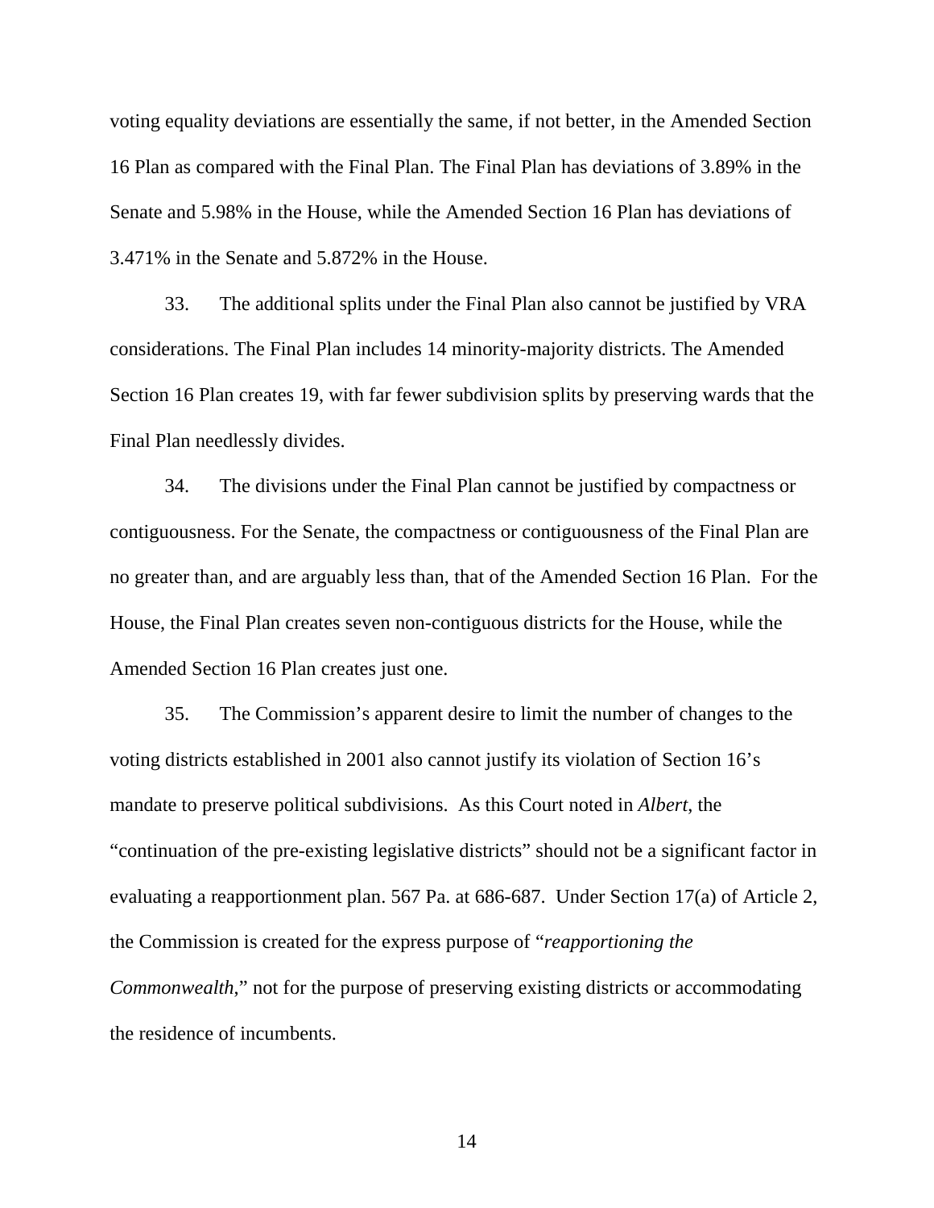voting equality deviations are essentially the same, if not better, in the Amended Section 16 Plan as compared with the Final Plan. The Final Plan has deviations of 3.89% in the Senate and 5.98% in the House, while the Amended Section 16 Plan has deviations of 3.471% in the Senate and 5.872% in the House.

33. The additional splits under the Final Plan also cannot be justified by VRA considerations. The Final Plan includes 14 minority-majority districts. The Amended Section 16 Plan creates 19, with far fewer subdivision splits by preserving wards that the Final Plan needlessly divides.

34. The divisions under the Final Plan cannot be justified by compactness or contiguousness. For the Senate, the compactness or contiguousness of the Final Plan are no greater than, and are arguably less than, that of the Amended Section 16 Plan. For the House, the Final Plan creates seven non-contiguous districts for the House, while the Amended Section 16 Plan creates just one.

35. The Commission's apparent desire to limit the number of changes to the voting districts established in 2001 also cannot justify its violation of Section 16's mandate to preserve political subdivisions. As this Court noted in *Albert*, the "continuation of the pre-existing legislative districts" should not be a significant factor in evaluating a reapportionment plan. 567 Pa. at 686-687. Under Section 17(a) of Article 2, the Commission is created for the express purpose of "*reapportioning the Commonwealth*," not for the purpose of preserving existing districts or accommodating the residence of incumbents.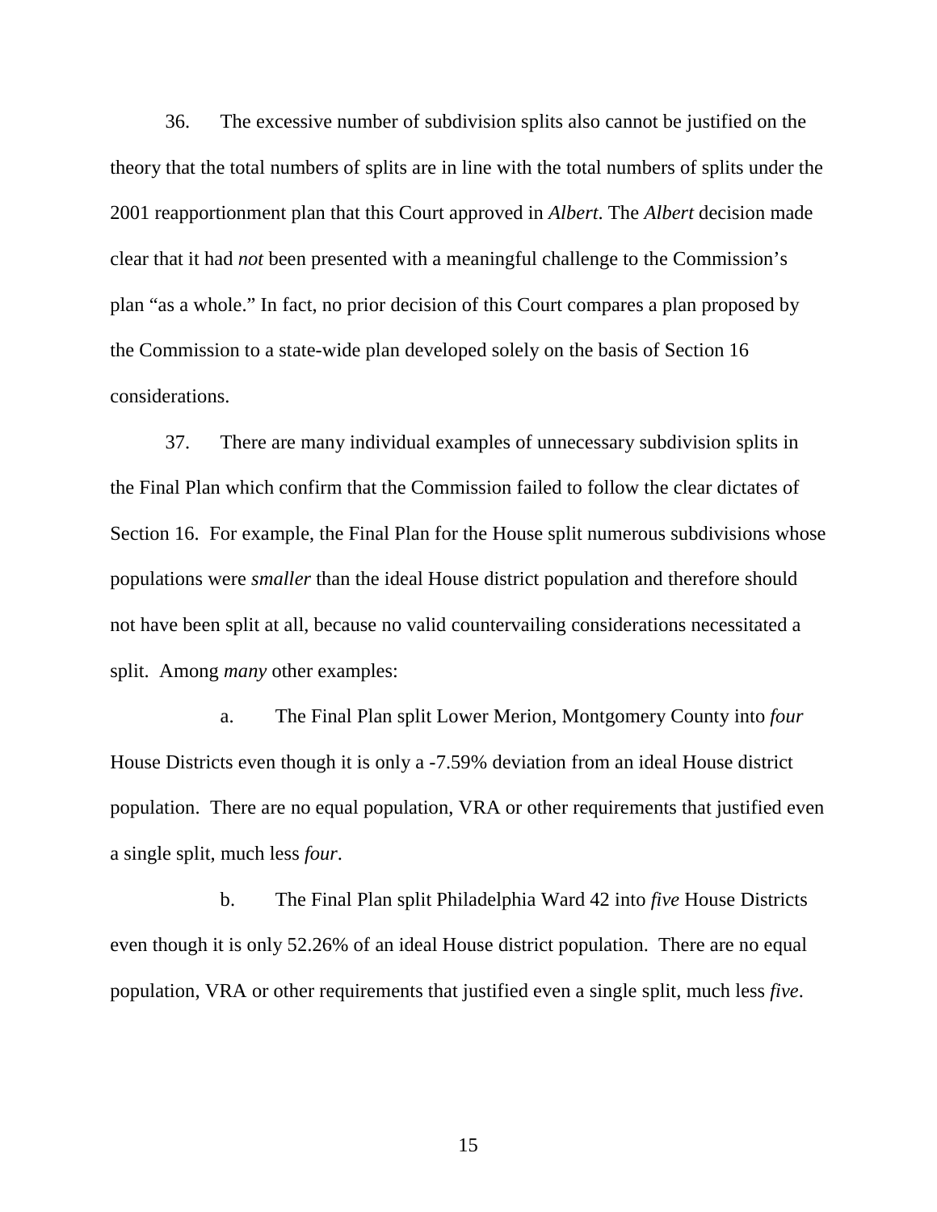36. The excessive number of subdivision splits also cannot be justified on the theory that the total numbers of splits are in line with the total numbers of splits under the 2001 reapportionment plan that this Court approved in *Albert*. The *Albert* decision made clear that it had *not* been presented with a meaningful challenge to the Commission's plan "as a whole." In fact, no prior decision of this Court compares a plan proposed by the Commission to a state-wide plan developed solely on the basis of Section 16 considerations.

37. There are many individual examples of unnecessary subdivision splits in the Final Plan which confirm that the Commission failed to follow the clear dictates of Section 16. For example, the Final Plan for the House split numerous subdivisions whose populations were *smaller* than the ideal House district population and therefore should not have been split at all, because no valid countervailing considerations necessitated a split. Among *many* other examples:

a. The Final Plan split Lower Merion, Montgomery County into *four* House Districts even though it is only a -7.59% deviation from an ideal House district population. There are no equal population, VRA or other requirements that justified even a single split, much less *four*.

b. The Final Plan split Philadelphia Ward 42 into *five* House Districts even though it is only 52.26% of an ideal House district population. There are no equal population, VRA or other requirements that justified even a single split, much less *five*.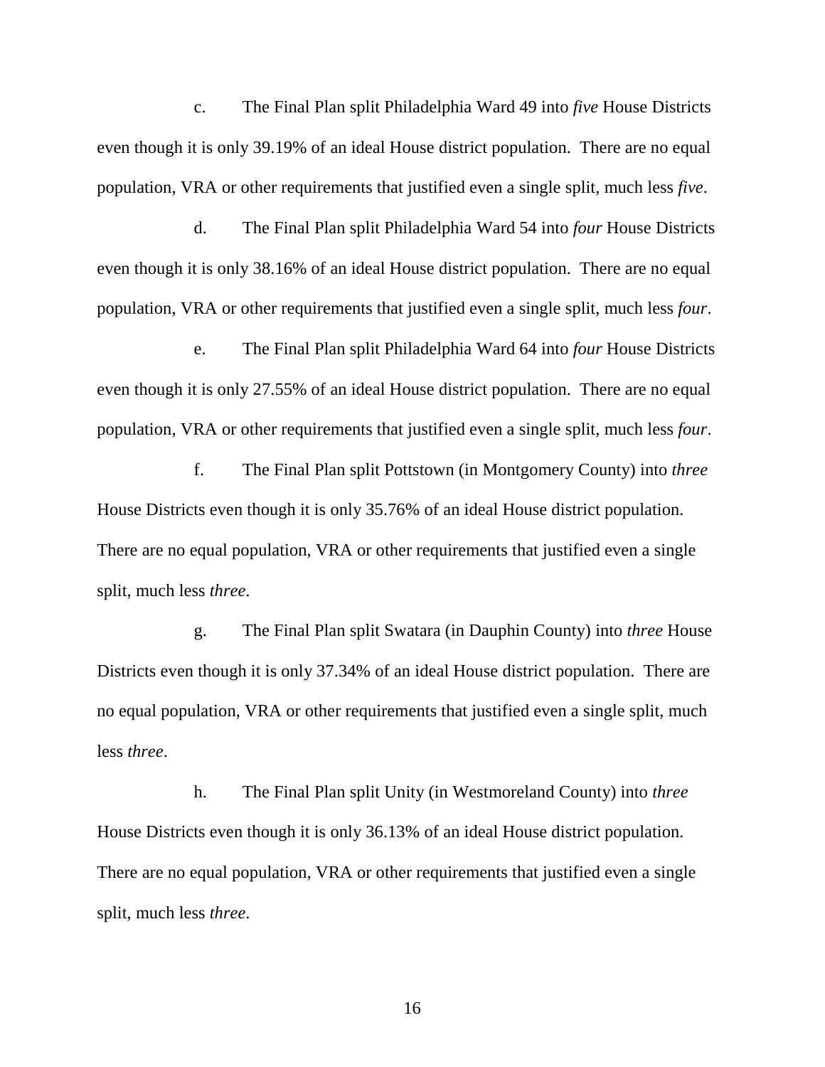c. The Final Plan split Philadelphia Ward 49 into *five* House Districts even though it is only 39.19% of an ideal House district population. There are no equal population, VRA or other requirements that justified even a single split, much less *five*.

d. The Final Plan split Philadelphia Ward 54 into *four* House Districts even though it is only 38.16% of an ideal House district population. There are no equal population, VRA or other requirements that justified even a single split, much less *four*.

e. The Final Plan split Philadelphia Ward 64 into *four* House Districts even though it is only 27.55% of an ideal House district population. There are no equal population, VRA or other requirements that justified even a single split, much less *four*.

f. The Final Plan split Pottstown (in Montgomery County) into *three* House Districts even though it is only 35.76% of an ideal House district population. There are no equal population, VRA or other requirements that justified even a single split, much less *three*.

g. The Final Plan split Swatara (in Dauphin County) into *three* House Districts even though it is only 37.34% of an ideal House district population. There are no equal population, VRA or other requirements that justified even a single split, much less *three*.

h. The Final Plan split Unity (in Westmoreland County) into *three* House Districts even though it is only 36.13% of an ideal House district population. There are no equal population, VRA or other requirements that justified even a single split, much less *three*.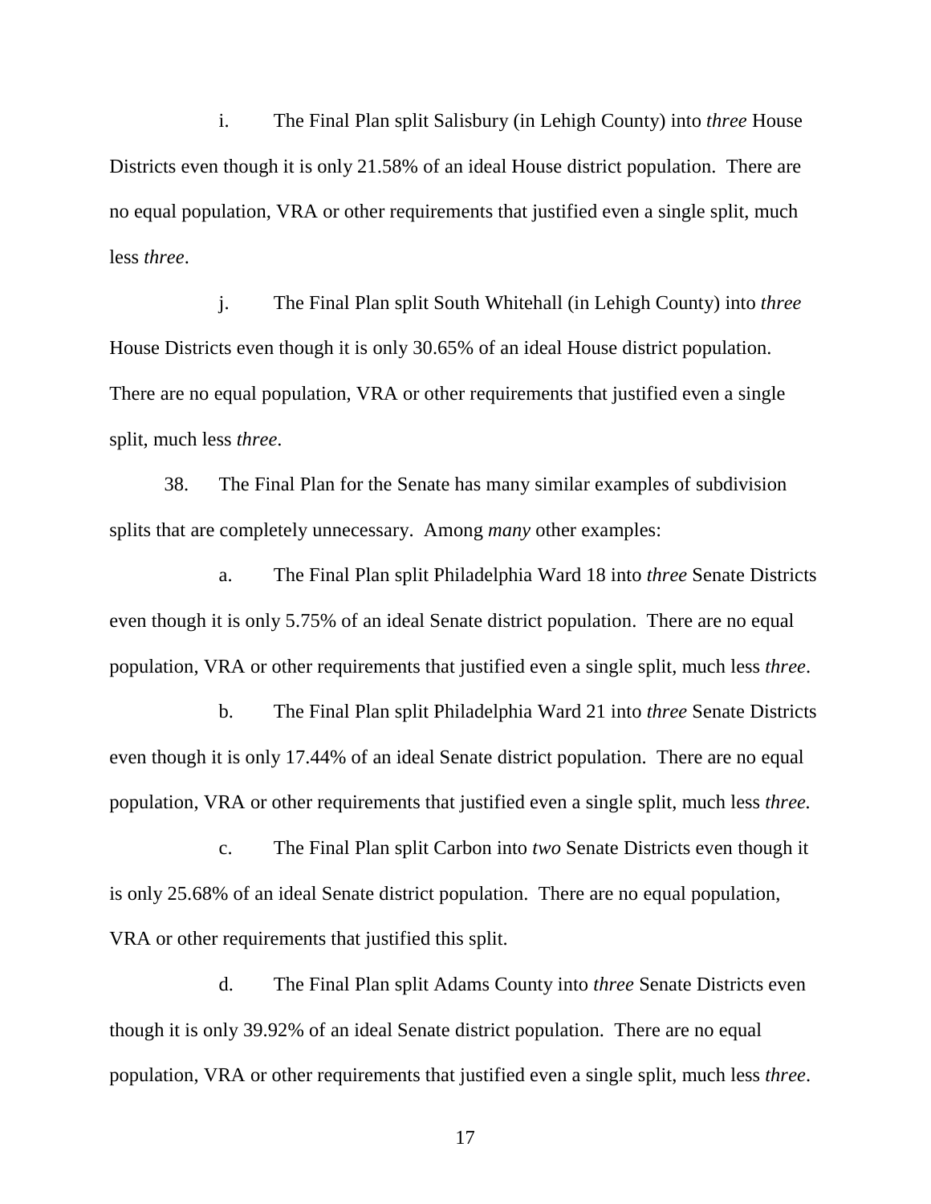i. The Final Plan split Salisbury (in Lehigh County) into *three* House Districts even though it is only 21.58% of an ideal House district population. There are no equal population, VRA or other requirements that justified even a single split, much less *three*.

j. The Final Plan split South Whitehall (in Lehigh County) into *three* House Districts even though it is only 30.65% of an ideal House district population. There are no equal population, VRA or other requirements that justified even a single split, much less *three*.

38. The Final Plan for the Senate has many similar examples of subdivision splits that are completely unnecessary. Among *many* other examples:

a. The Final Plan split Philadelphia Ward 18 into *three* Senate Districts even though it is only 5.75% of an ideal Senate district population. There are no equal population, VRA or other requirements that justified even a single split, much less *three*.

b. The Final Plan split Philadelphia Ward 21 into *three* Senate Districts even though it is only 17.44% of an ideal Senate district population. There are no equal population, VRA or other requirements that justified even a single split, much less *three.*

c. The Final Plan split Carbon into *two* Senate Districts even though it is only 25.68% of an ideal Senate district population. There are no equal population, VRA or other requirements that justified this split.

d. The Final Plan split Adams County into *three* Senate Districts even though it is only 39.92% of an ideal Senate district population. There are no equal population, VRA or other requirements that justified even a single split, much less *three*.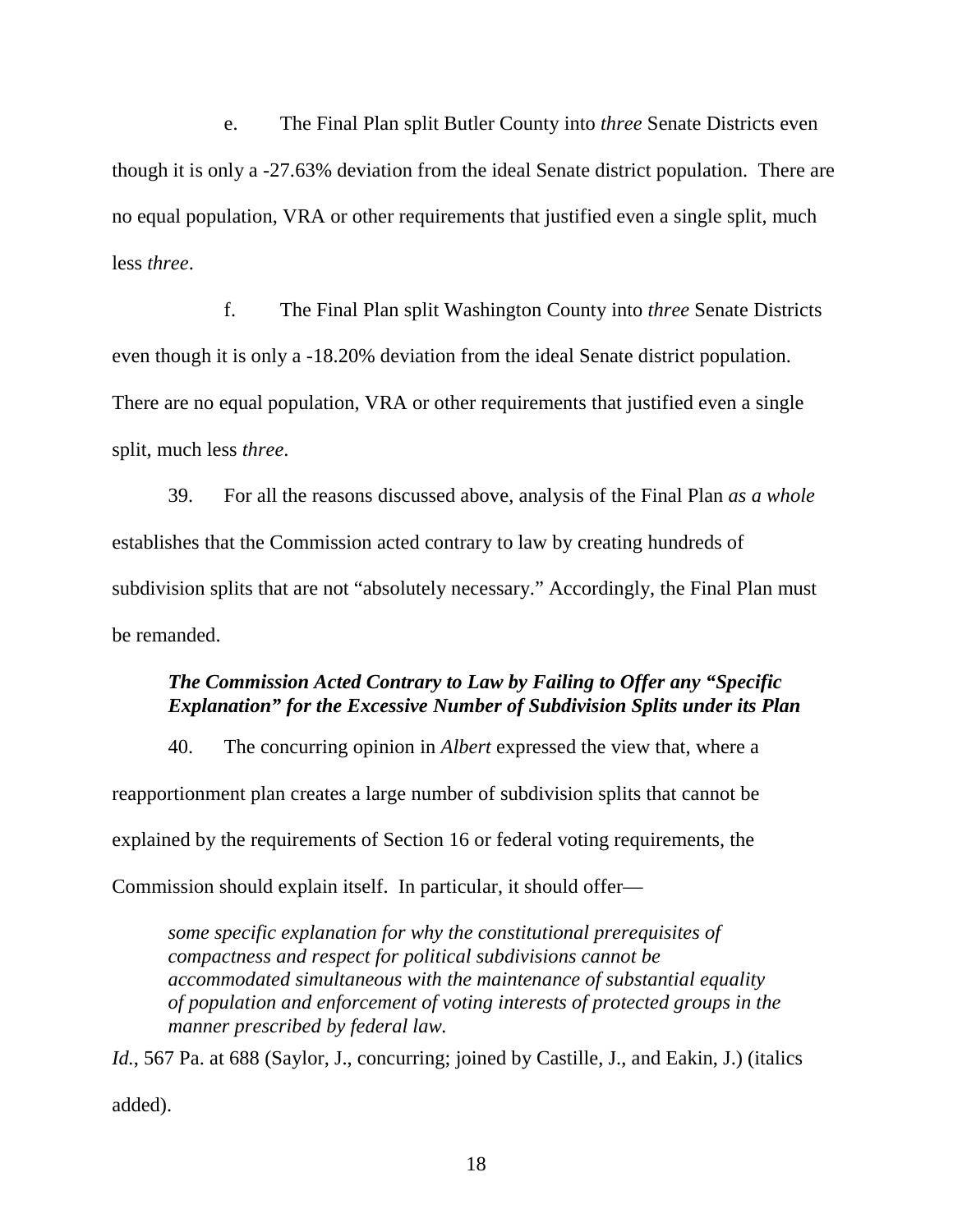e. The Final Plan split Butler County into *three* Senate Districts even though it is only a -27.63% deviation from the ideal Senate district population. There are no equal population, VRA or other requirements that justified even a single split, much less *three*.

f. The Final Plan split Washington County into *three* Senate Districts even though it is only a -18.20% deviation from the ideal Senate district population. There are no equal population, VRA or other requirements that justified even a single split, much less *three*.

39. For all the reasons discussed above, analysis of the Final Plan *as a whole* establishes that the Commission acted contrary to law by creating hundreds of subdivision splits that are not "absolutely necessary." Accordingly, the Final Plan must be remanded.

***The Commission Acted Contrary to Law by Failing to Offer any "Specific Explanation" for the Excessive Number of Subdivision Splits under its Plan***

40. The concurring opinion in *Albert* expressed the view that, where a reapportionment plan creates a large number of subdivision splits that cannot be explained by the requirements of Section 16 or federal voting requirements, the Commission should explain itself. In particular, it should offer—

> *some specific explanation for why the constitutional prerequisites of compactness and respect for political subdivisions cannot be accommodated simultaneous with the maintenance of substantial equality of population and enforcement of voting interests of protected groups in the manner prescribed by federal law.*

*Id.*, 567 Pa. at 688 (Saylor, J., concurring; joined by Castille, J., and Eakin, J.) (italics added).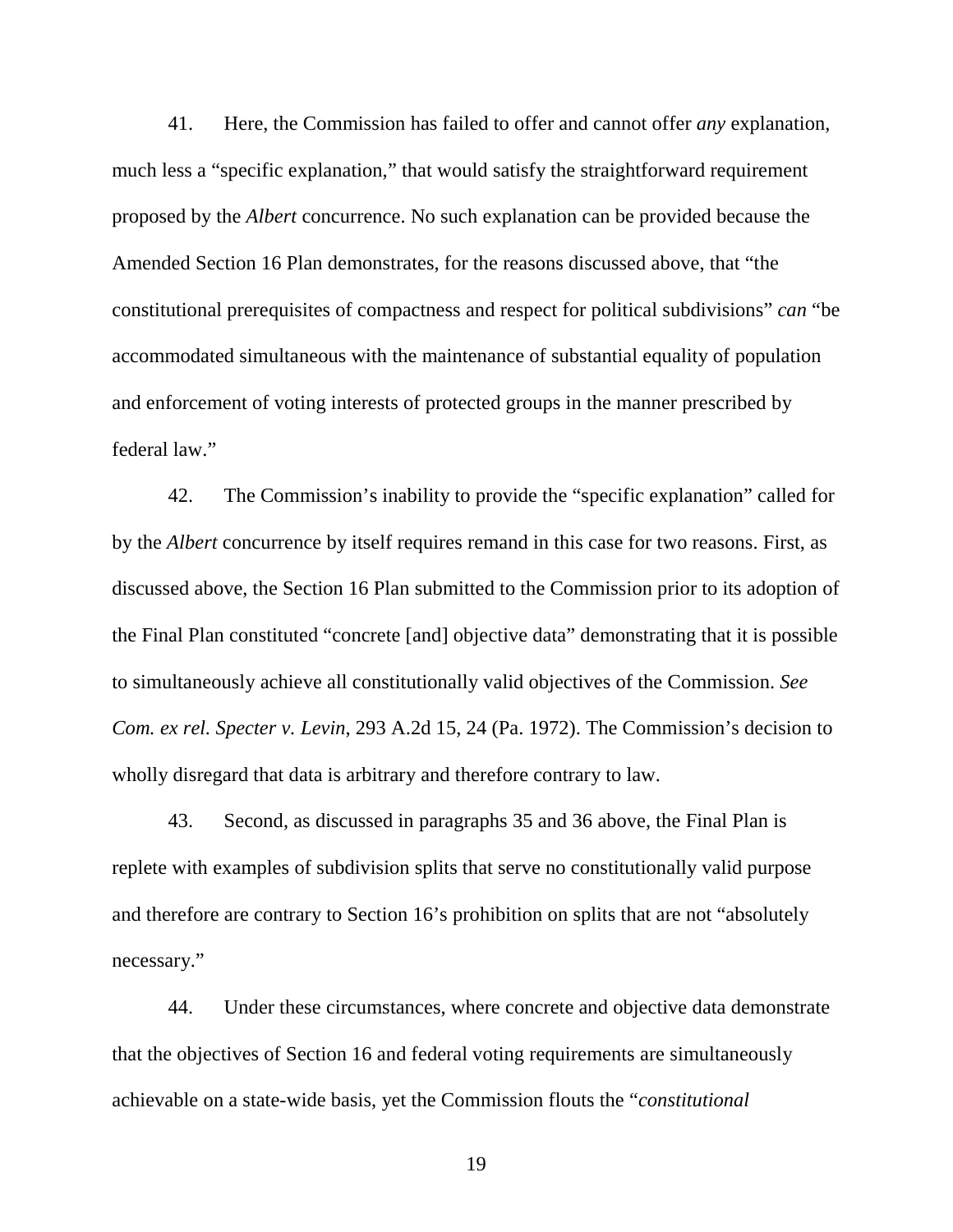41. Here, the Commission has failed to offer and cannot offer *any* explanation, much less a "specific explanation," that would satisfy the straightforward requirement proposed by the *Albert* concurrence. No such explanation can be provided because the Amended Section 16 Plan demonstrates, for the reasons discussed above, that "the constitutional prerequisites of compactness and respect for political subdivisions" *can* "be accommodated simultaneous with the maintenance of substantial equality of population and enforcement of voting interests of protected groups in the manner prescribed by federal law."

42. The Commission's inability to provide the "specific explanation" called for by the *Albert* concurrence by itself requires remand in this case for two reasons. First, as discussed above, the Section 16 Plan submitted to the Commission prior to its adoption of the Final Plan constituted "concrete [and] objective data" demonstrating that it is possible to simultaneously achieve all constitutionally valid objectives of the Commission. *See Com. ex rel. Specter v. Levin*, 293 A.2d 15, 24 (Pa. 1972). The Commission's decision to wholly disregard that data is arbitrary and therefore contrary to law.

43. Second, as discussed in paragraphs 35 and 36 above, the Final Plan is replete with examples of subdivision splits that serve no constitutionally valid purpose and therefore are contrary to Section 16's prohibition on splits that are not "absolutely necessary."

44. Under these circumstances, where concrete and objective data demonstrate that the objectives of Section 16 and federal voting requirements are simultaneously achievable on a state-wide basis, yet the Commission flouts the "*constitutional*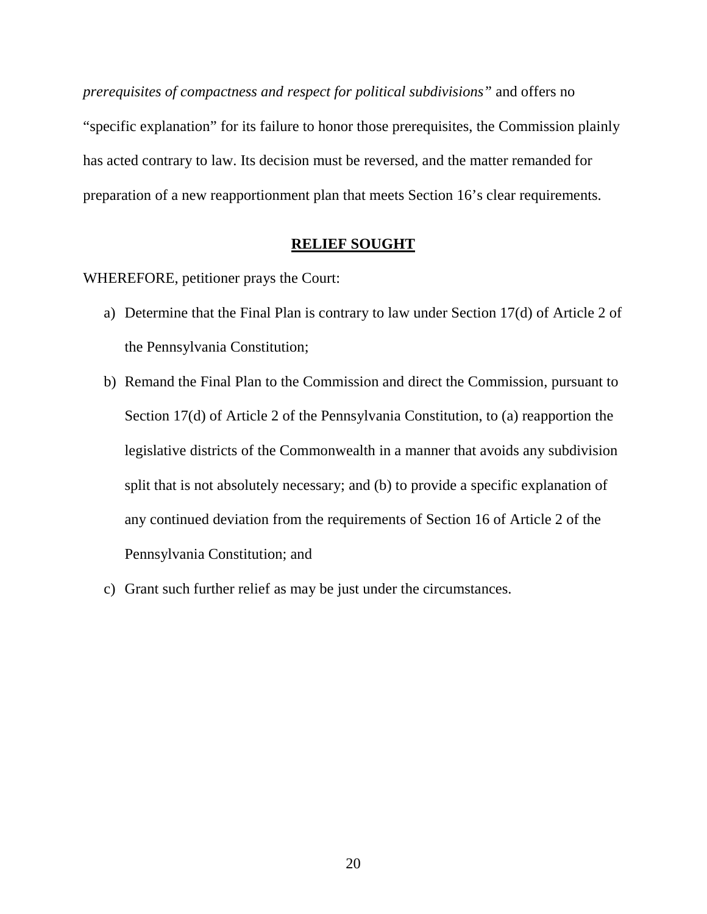*prerequisites of compactness and respect for political subdivisions"* and offers no "specific explanation" for its failure to honor those prerequisites, the Commission plainly has acted contrary to law. Its decision must be reversed, and the matter remanded for preparation of a new reapportionment plan that meets Section 16's clear requirements.

## RELIEF SOUGHT

WHEREFORE, petitioner prays the Court:

a) Determine that the Final Plan is contrary to law under Section 17(d) of Article 2 of the Pennsylvania Constitution;

b) Remand the Final Plan to the Commission and direct the Commission, pursuant to Section 17(d) of Article 2 of the Pennsylvania Constitution, to (a) reapportion the legislative districts of the Commonwealth in a manner that avoids any subdivision split that is not absolutely necessary; and (b) to provide a specific explanation of any continued deviation from the requirements of Section 16 of Article 2 of the Pennsylvania Constitution; and

c) Grant such further relief as may be just under the circumstances.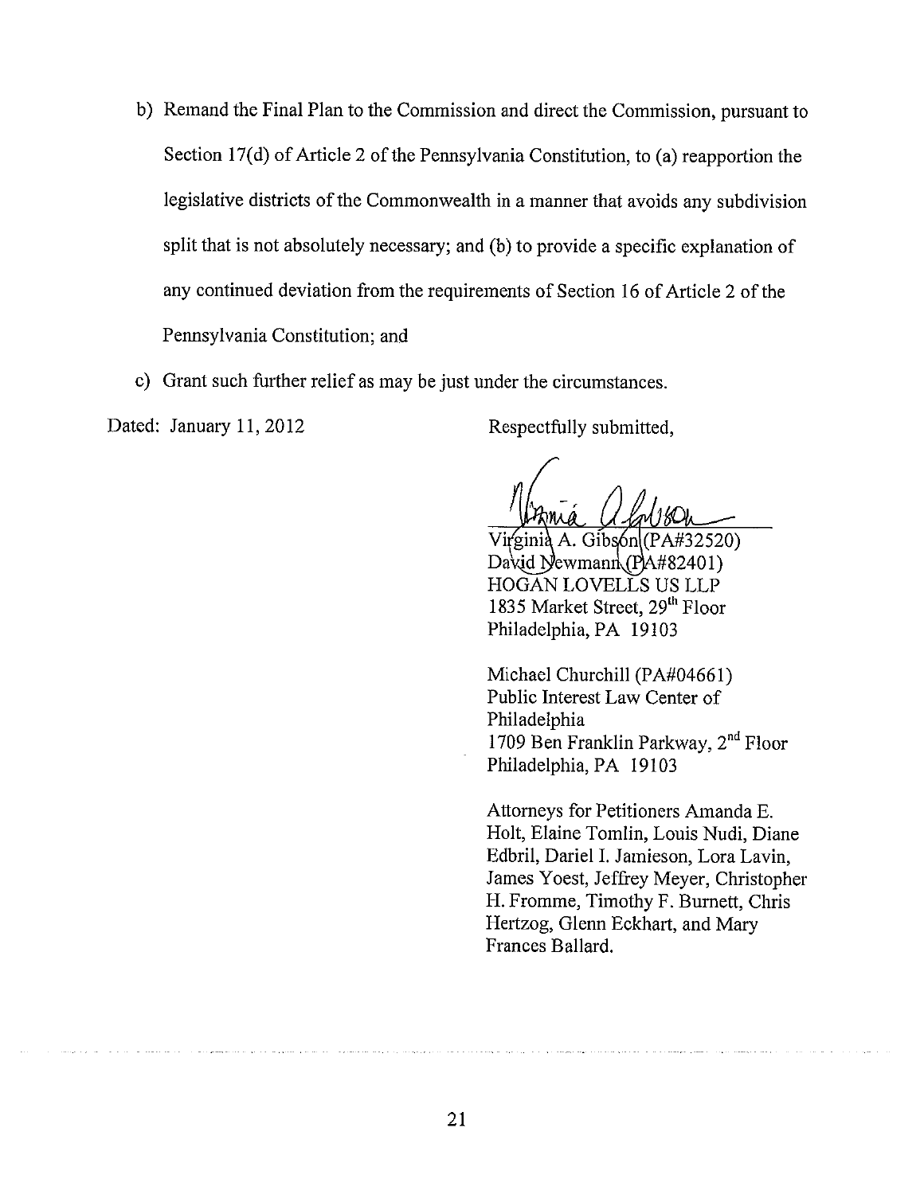b) Remand the Final Plan to the Commission and direct the Commission, pursuant to Section 17(d) of Article 2 of the Pennsylvania Constitution, to (a) reapportion the legislative districts of the Commonwealth in a manner that avoids any subdivision split that is not absolutely necessary; and (b) to provide a specific explanation of any continued deviation from the requirements of Section 16 of Article 2 of the Pennsylvania Constitution; and

c) Grant such further relief as may be just under the circumstances.

Dated: January 11, 2012

Respectfully submitted,

Virginia A. Gibson (PA#32520)
David Newmann (PA#82401)
HOGAN LOVELLS US LLP
1835 Market Street, 29th Floor
Philadelphia, PA 19103

Michael Churchill (PA#04661)
Public Interest Law Center of Philadelphia
1709 Ben Franklin Parkway, 2nd Floor
Philadelphia, PA 19103

Attorneys for Petitioners Amanda E. Holt, Elaine Tomlin, Louis Nudi, Diane Edbril, Dariel I. Jamieson, Lora Lavin, James Yoest, Jeffrey Meyer, Christopher H. Fromme, Timothy F. Burnett, Chris Hertzog, Glenn Eckhart, and Mary Frances Ballard.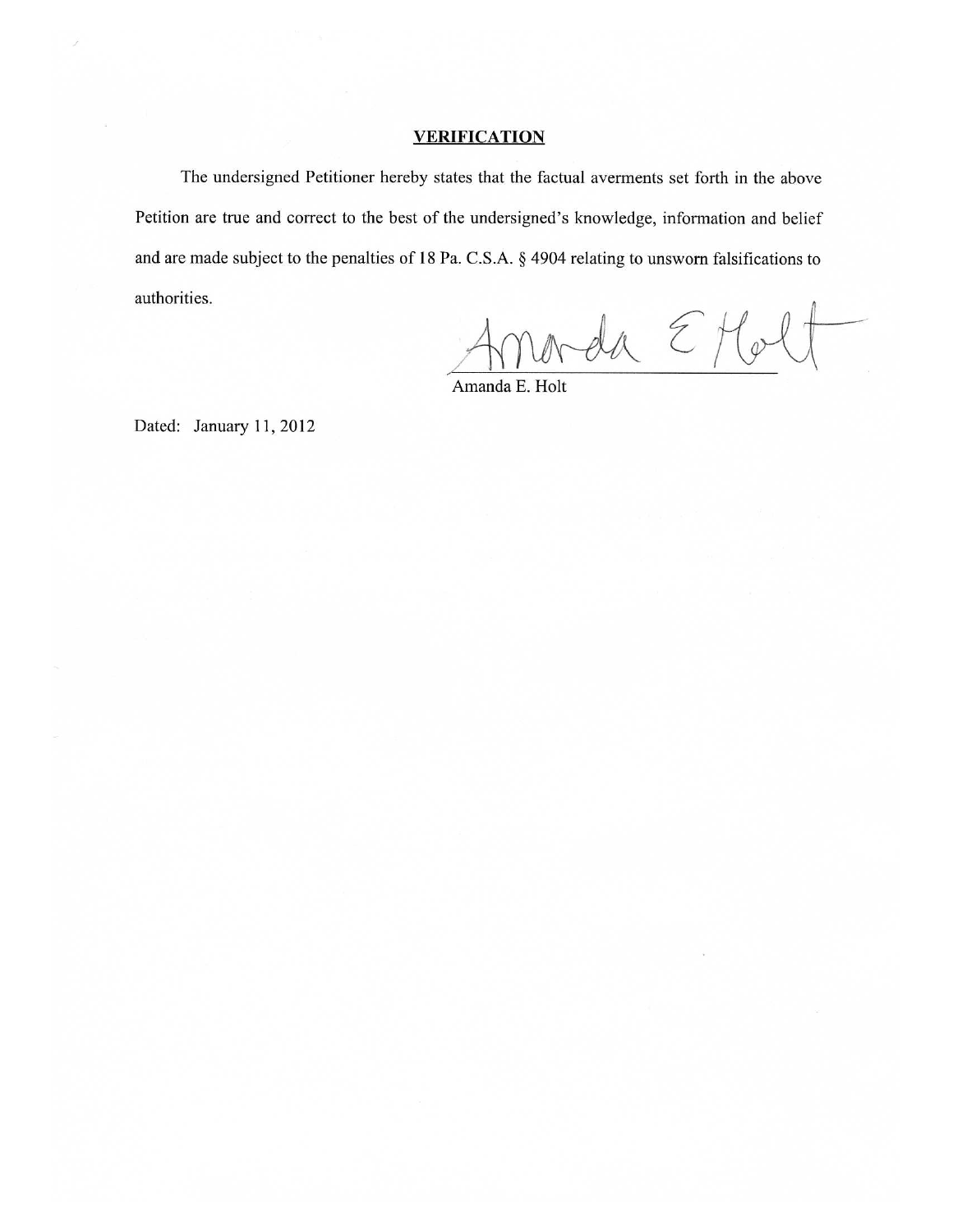## VERIFICATION

The undersigned Petitioner hereby states that the factual averments set forth in the above Petition are true and correct to the best of the undersigned's knowledge, information and belief and are made subject to the penalties of 18 Pa. C.S.A. § 4904 relating to unsworn falsifications to authorities.

Amanda E Holt

Amanda E. Holt

Dated: January 11, 2012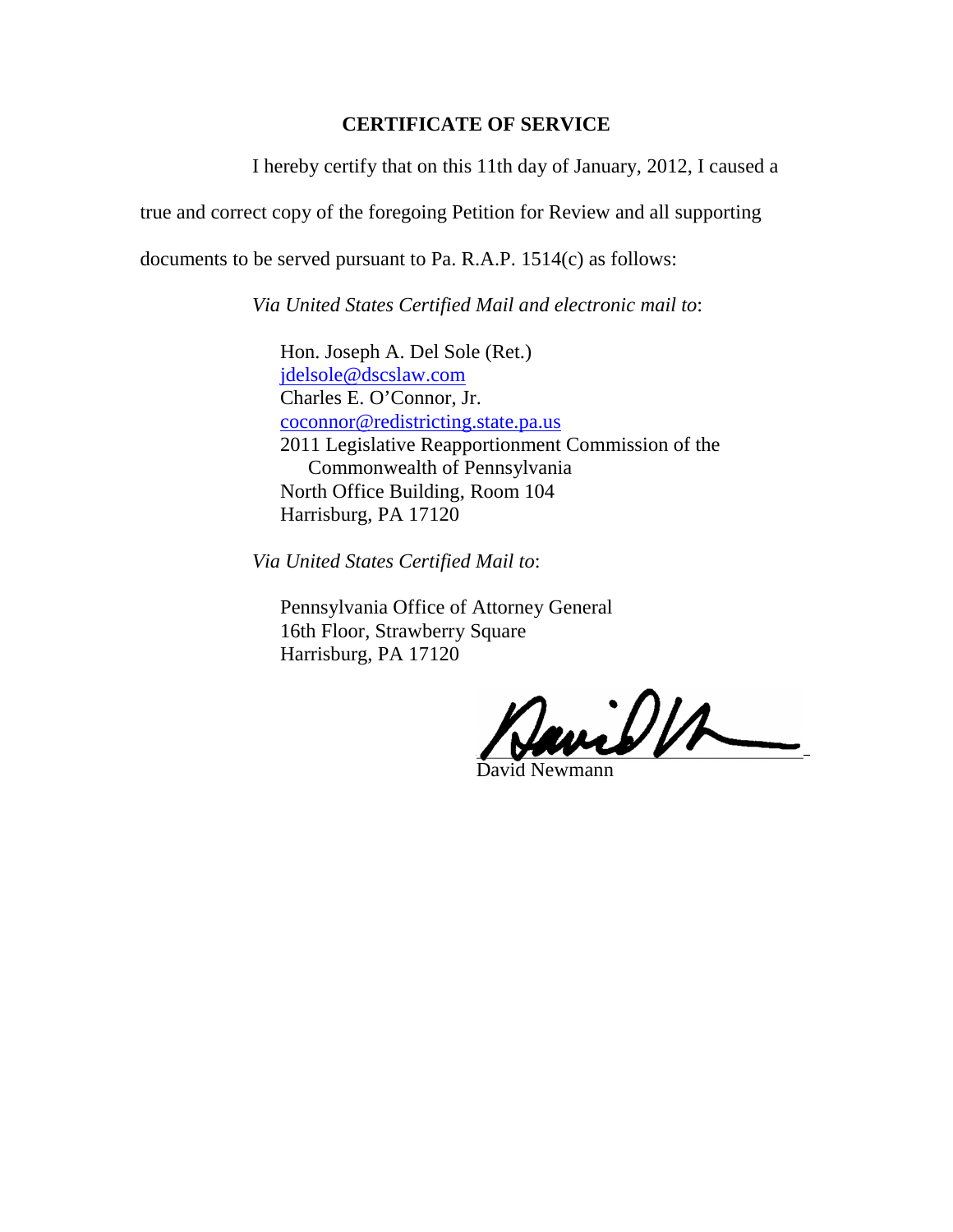**CERTIFICATE OF SERVICE**

I hereby certify that on this 11th day of January, 2012, I caused a true and correct copy of the foregoing Petition for Review and all supporting documents to be served pursuant to Pa. R.A.P. 1514(c) as follows:

*Via United States Certified Mail and electronic mail to*:

Hon. Joseph A. Del Sole (Ret.)
jdelsole@dscslaw.com
Charles E. O'Connor, Jr.
coconnor@redistricting.state.pa.us
2011 Legislative Reapportionment Commission of the Commonwealth of Pennsylvania
North Office Building, Room 104
Harrisburg, PA 17120

*Via United States Certified Mail to*:

Pennsylvania Office of Attorney General
16th Floor, Strawberry Square
Harrisburg, PA 17120

David Newmann